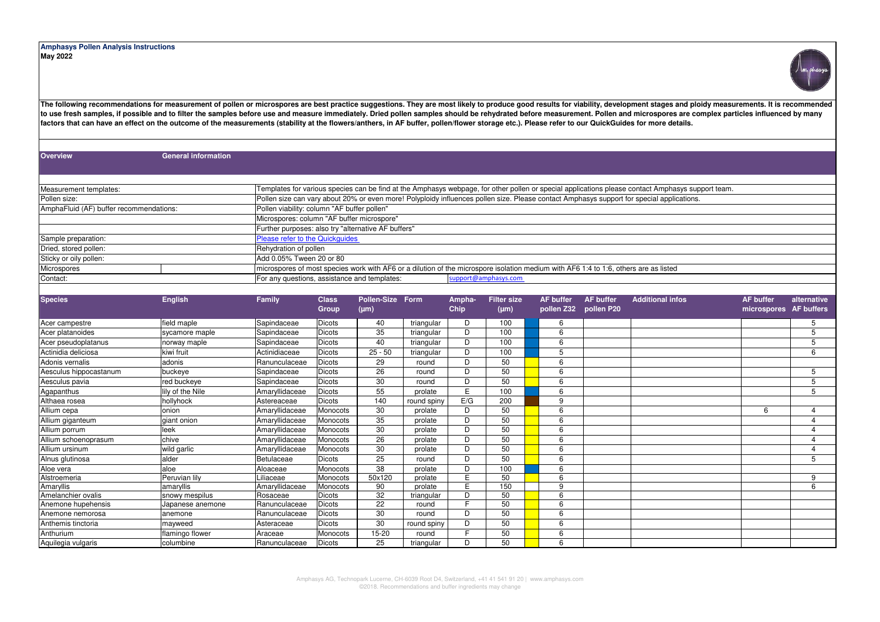**Amphasys Pollen Analysis Instructions**
**May 2022**

**The following recommendations for measurement of pollen or microspores are best practice suggestions. They are most likely to produce good results for viability, development stages and ploidy measurements. It is recommended to use fresh samples, if possible and to filter the samples before use and measure immediately. Dried pollen samples should be rehydrated before measurement. Pollen and microspores are complex particles influenced by many factors that can have an effect on the outcome of the measurements (stability at the flowers/anthers, in AF buffer, pollen/flower storage etc.). Please refer to our QuickGuides for more details.**

| **Overview** | **General information** |
|---|---|
| Measurement templates: | Templates for various species can be find at the Amphasys webpage, for other pollen or special applications please contact Amphasys support team. |
| Pollen size: | Pollen size can vary about 20% or even more! Polyploidy influences pollen size. Please contact Amphasys support for special applications. |
| AmphaFluid (AF) buffer recommendations: | Pollen viability: column "AF buffer pollen" |
| | Microspores: column "AF buffer microspore" |
| | Further purposes: also try "alternative AF buffers" |
| Sample preparation: | Please refer to the Quickguides |
| Dried, stored pollen: | Rehydration of pollen |
| Sticky or oily pollen: | Add 0.05% Tween 20 or 80 |
| Microspores | microspores of most species work with AF6 or a dilution of the microspore isolation medium with AF6 1:4 to 1:6, others are as listed |
| Contact: | For any questions, assistance and templates: support@amphasys.com |

| Species | English | Family | Class Group | Pollen-Size (µm) | Form | Ampha-Chip | Filter size (µm) | AF buffer pollen Z32 | AF buffer pollen P20 | Additional infos | AF buffer microspores | alternative AF buffers |
|---|---|---|---|---|---|---|---|---|---|---|---|---|
| Acer campestre | field maple | Sapindaceae | Dicots | 40 | triangular | D | 100 | 6 | | | | 5 |
| Acer platanoides | sycamore maple | Sapindaceae | Dicots | 35 | triangular | D | 100 | 6 | | | | 5 |
| Acer pseudoplatanus | norway maple | Sapindaceae | Dicots | 40 | triangular | D | 100 | 6 | | | | 5 |
| Actinidia deliciosa | kiwi fruit | Actinidiaceae | Dicots | 25 - 50 | triangular | D | 100 | 5 | | | | 6 |
| Adonis vernalis | adonis | Ranunculaceae | Dicots | 29 | round | D | 50 | 6 | | | | |
| Aesculus hippocastanum | buckeye | Sapindaceae | Dicots | 26 | round | D | 50 | 6 | | | | 5 |
| Aesculus pavia | red buckeye | Sapindaceae | Dicots | 30 | round | D | 50 | 6 | | | | 5 |
| Agapanthus | lily of the Nile | Amaryllidaceae | Dicots | 55 | prolate | E | 100 | 6 | | | | 5 |
| Althaea rosea | hollyhock | Astereaceae | Dicots | 140 | round spiny | E/G | 200 | 9 | | | | |
| Allium cepa | onion | Amaryllidaceae | Monocots | 30 | prolate | D | 50 | 6 | | | 6 | 4 |
| Allium giganteum | giant onion | Amaryllidaceae | Monocots | 35 | prolate | D | 50 | 6 | | | | 4 |
| Allium porrum | leek | Amaryllidaceae | Monocots | 30 | prolate | D | 50 | 6 | | | | 4 |
| Allium schoenoprasum | chive | Amaryllidaceae | Monocots | 26 | prolate | D | 50 | 6 | | | | 4 |
| Allium ursinum | wild garlic | Amaryllidaceae | Monocots | 30 | prolate | D | 50 | 6 | | | | 4 |
| Alnus glutinosa | alder | Betulaceae | Dicots | 25 | round | D | 50 | 6 | | | | 5 |
| Aloe vera | aloe | Aloaceae | Monocots | 38 | prolate | D | 100 | 6 | | | | |
| Alstroemeria | Peruvian lily | Liliaceae | Monocots | 50x120 | prolate | E | 50 | 6 | | | | 9 |
| Amaryllis | amaryllis | Amaryllidaceae | Monocots | 90 | prolate | E | 150 | 9 | | | | 6 |
| Amelanchier ovalis | snowy mespilus | Rosaceae | Dicots | 32 | triangular | D | 50 | 6 | | | | |
| Anemone hupehensis | Japanese anemone | Ranunculaceae | Dicots | 22 | round | F | 50 | 6 | | | | |
| Anemone nemorosa | anemone | Ranunculaceae | Dicots | 30 | round | D | 50 | 6 | | | | |
| Anthemis tinctoria | mayweed | Asteraceae | Dicots | 30 | round spiny | D | 50 | 6 | | | | |
| Anthurium | flamingo flower | Araceae | Monocots | 15-20 | round | F | 50 | 6 | | | | |
| Aquilegia vulgaris | columbine | Ranunculaceae | Dicots | 25 | triangular | D | 50 | 6 | | | | |

Amphasys AG, Technopark Lucerne, CH-6039 Root D4, Switzerland, +41 41 541 91 20 | www.amphasys.com
©2018. Recommendations and buffer ingredients may change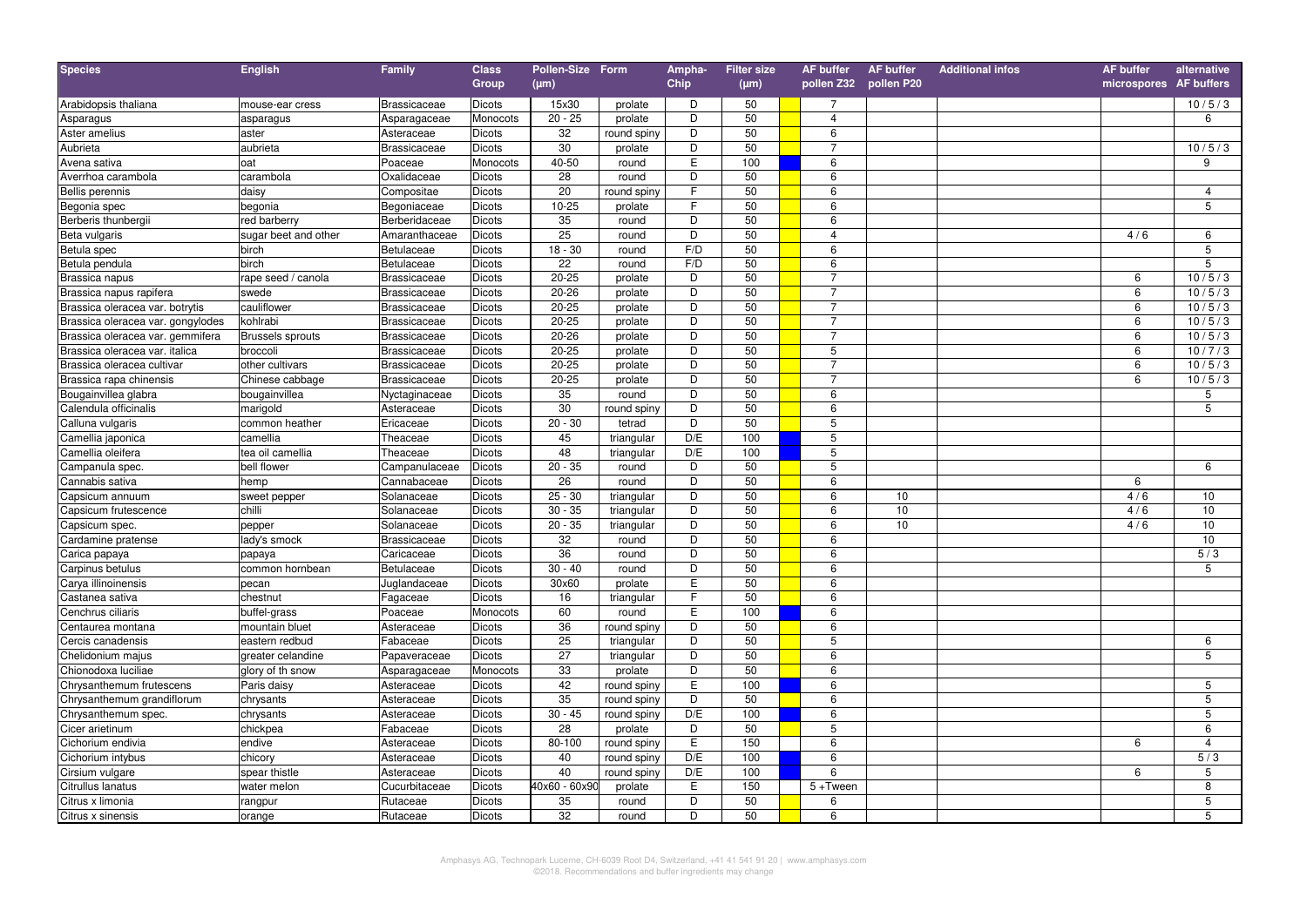| Species | English | Family | Class Group | Pollen-Size (µm) | Form | Ampha-Chip | Filter size (µm) | | AF buffer pollen Z32 | AF buffer pollen P20 | Additional infos | AF buffer microspores | alternative AF buffers |
|---|---|---|---|---|---|---|---|---|---|---|---|---|---|
| Arabidopsis thaliana | mouse-ear cress | Brassicaceae | Dicots | 15x30 | prolate | D | 50 | | 7 | | | | 10 / 5 / 3 |
| Asparagus | asparagus | Asparagaceae | Monocots | 20 - 25 | prolate | D | 50 | | 4 | | | | 6 |
| Aster amelius | aster | Asteraceae | Dicots | 32 | round spiny | D | 50 | | 6 | | | | |
| Aubrieta | aubrieta | Brassicaceae | Dicots | 30 | prolate | D | 50 | | 7 | | | | 10 / 5 / 3 |
| Avena sativa | oat | Poaceae | Monocots | 40-50 | round | E | 100 | | 6 | | | | 9 |
| Averrhoa carambola | carambola | Oxalidaceae | Dicots | 28 | round | D | 50 | | 6 | | | | |
| Bellis perennis | daisy | Compositae | Dicots | 20 | round spiny | F | 50 | | 6 | | | | 4 |
| Begonia spec | begonia | Begoniaceae | Dicots | 10-25 | prolate | F | 50 | | 6 | | | | 5 |
| Berberis thunbergii | red barberry | Berberidaceae | Dicots | 35 | round | D | 50 | | 6 | | | | |
| Beta vulgaris | sugar beet and other | Amaranthaceae | Dicots | 25 | round | D | 50 | | 4 | | | 4 / 6 | 6 |
| Betula spec | birch | Betulaceae | Dicots | 18 - 30 | round | F/D | 50 | | 6 | | | | 5 |
| Betula pendula | birch | Betulaceae | Dicots | 22 | round | F/D | 50 | | 6 | | | | 5 |
| Brassica napus | rape seed / canola | Brassicaceae | Dicots | 20-25 | prolate | D | 50 | | 7 | | | 6 | 10 / 5 / 3 |
| Brassica napus rapifera | swede | Brassicaceae | Dicots | 20-26 | prolate | D | 50 | | 7 | | | 6 | 10 / 5 / 3 |
| Brassica oleracea var. botrytis | cauliflower | Brassicaceae | Dicots | 20-25 | prolate | D | 50 | | 7 | | | 6 | 10 / 5 / 3 |
| Brassica oleracea var. gongylodes | kohlrabi | Brassicaceae | Dicots | 20-25 | prolate | D | 50 | | 7 | | | 6 | 10 / 5 / 3 |
| Brassica oleracea var. gemmifera | Brussels sprouts | Brassicaceae | Dicots | 20-26 | prolate | D | 50 | | 7 | | | 6 | 10 / 5 / 3 |
| Brassica oleracea var. italica | broccoli | Brassicaceae | Dicots | 20-25 | prolate | D | 50 | | 5 | | | 6 | 10 / 7 / 3 |
| Brassica oleracea cultivar | other cultivars | Brassicaceae | Dicots | 20-25 | prolate | D | 50 | | 7 | | | 6 | 10 / 5 / 3 |
| Brassica rapa chinensis | Chinese cabbage | Brassicaceae | Dicots | 20-25 | prolate | D | 50 | | 7 | | | 6 | 10 / 5 / 3 |
| Bougainvillea glabra | bougainvillea | Nyctaginaceae | Dicots | 35 | round | D | 50 | | 6 | | | | 5 |
| Calendula officinalis | marigold | Asteraceae | Dicots | 30 | round spiny | D | 50 | | 6 | | | | 5 |
| Calluna vulgaris | common heather | Ericaceae | Dicots | 20 - 30 | tetrad | D | 50 | | 5 | | | | |
| Camellia japonica | camellia | Theaceae | Dicots | 45 | triangular | D/E | 100 | | 5 | | | | |
| Camellia oleifera | tea oil camellia | Theaceae | Dicots | 48 | triangular | D/E | 100 | | 5 | | | | |
| Campanula spec. | bell flower | Campanulaceae | Dicots | 20 - 35 | round | D | 50 | | 5 | | | | 6 |
| Cannabis sativa | hemp | Cannabaceae | Dicots | 26 | round | D | 50 | | 6 | | | 6 | |
| Capsicum annuum | sweet pepper | Solanaceae | Dicots | 25 - 30 | triangular | D | 50 | | 6 | 10 | | 4 / 6 | 10 |
| Capsicum frutescence | chilli | Solanaceae | Dicots | 30 - 35 | triangular | D | 50 | | 6 | 10 | | 4 / 6 | 10 |
| Capsicum spec. | pepper | Solanaceae | Dicots | 20 - 35 | triangular | D | 50 | | 6 | 10 | | 4 / 6 | 10 |
| Cardamine pratense | lady's smock | Brassicaceae | Dicots | 32 | round | D | 50 | | 6 | | | | 10 |
| Carica papaya | papaya | Caricaceae | Dicots | 36 | round | D | 50 | | 6 | | | | 5 / 3 |
| Carpinus betulus | common hornbean | Betulaceae | Dicots | 30 - 40 | round | D | 50 | | 6 | | | | 5 |
| Carya illinoinensis | pecan | Juglandaceae | Dicots | 30x60 | prolate | E | 50 | | 6 | | | | |
| Castanea sativa | chestnut | Fagaceae | Dicots | 16 | triangular | F | 50 | | 6 | | | | |
| Cenchrus ciliaris | buffel-grass | Poaceae | Monocots | 60 | round | E | 100 | | 6 | | | | |
| Centaurea montana | mountain bluet | Asteraceae | Dicots | 36 | round spiny | D | 50 | | 6 | | | | |
| Cercis canadensis | eastern redbud | Fabaceae | Dicots | 25 | triangular | D | 50 | | 5 | | | | 6 |
| Chelidonium majus | greater celandine | Papaveraceae | Dicots | 27 | triangular | D | 50 | | 6 | | | | 5 |
| Chionodoxa luciliae | glory of th snow | Asparagaceae | Monocots | 33 | prolate | D | 50 | | 6 | | | | |
| Chrysanthemum frutescens | Paris daisy | Asteraceae | Dicots | 42 | round spiny | E | 100 | | 6 | | | | 5 |
| Chrysanthemum grandiflorum | chrysants | Asteraceae | Dicots | 35 | round spiny | D | 50 | | 6 | | | | 5 |
| Chrysanthemum spec. | chrysants | Asteraceae | Dicots | 30 - 45 | round spiny | D/E | 100 | | 6 | | | | 5 |
| Cicer arietinum | chickpea | Fabaceae | Dicots | 28 | prolate | D | 50 | | 5 | | | | 6 |
| Cichorium endivia | endive | Asteraceae | Dicots | 80-100 | round spiny | E | 150 | | 6 | | | 6 | 4 |
| Cichorium intybus | chicory | Asteraceae | Dicots | 40 | round spiny | D/E | 100 | | 6 | | | | 5 / 3 |
| Cirsium vulgare | spear thistle | Asteraceae | Dicots | 40 | round spiny | D/E | 100 | | 6 | | | 6 | 5 |
| Citrullus lanatus | water melon | Cucurbitaceae | Dicots | 40x60 - 60x90 | prolate | E | 150 | | 5 +Tween | | | | 8 |
| Citrus x limonia | rangpur | Rutaceae | Dicots | 35 | round | D | 50 | | 6 | | | | 5 |
| Citrus x sinensis | orange | Rutaceae | Dicots | 32 | round | D | 50 | | 6 | | | | 5 |

Amphasys AG, Technopark Lucerne, CH-6039 Root D4, Switzerland, +41 41 541 91 20 | www.amphasys.com
©2018. Recommendations and buffer ingredients may change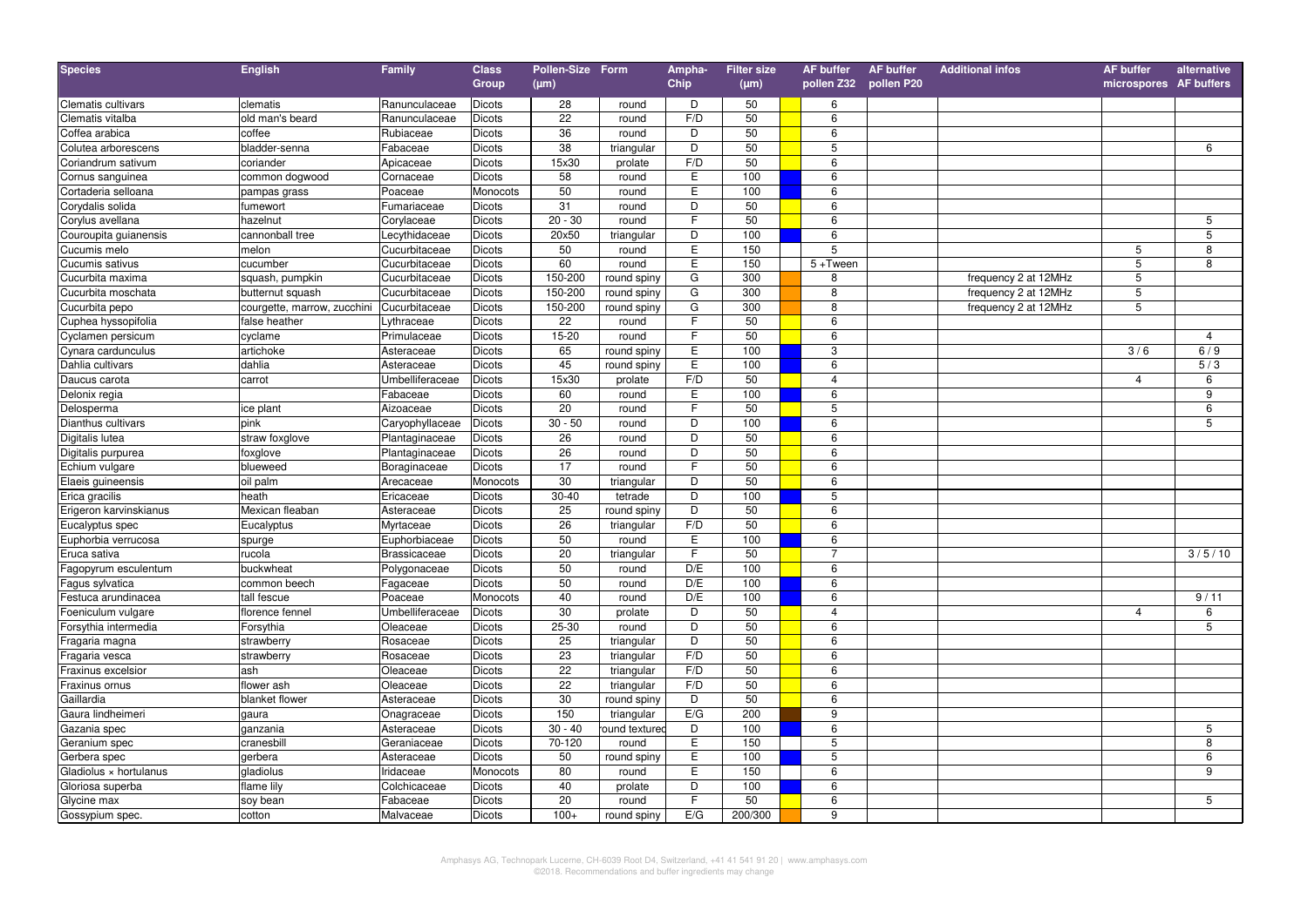| Species | English | Family | Class Group | Pollen-Size (µm) | Form | Ampha-Chip | Filter size (µm) | AF buffer pollen Z32 | AF buffer pollen P20 | Additional infos | AF buffer microspores | alternative AF buffers |
|---|---|---|---|---|---|---|---|---|---|---|---|---|
| Clematis cultivars | clematis | Ranunculaceae | Dicots | 28 | round | D | 50 | 6 | | | | |
| Clematis vitalba | old man's beard | Ranunculaceae | Dicots | 22 | round | F/D | 50 | 6 | | | | |
| Coffea arabica | coffee | Rubiaceae | Dicots | 36 | round | D | 50 | 6 | | | | |
| Colutea arborescens | bladder-senna | Fabaceae | Dicots | 38 | triangular | D | 50 | 5 | | | | 6 |
| Coriandrum sativum | coriander | Apicaceae | Dicots | 15x30 | prolate | F/D | 50 | 6 | | | | |
| Cornus sanguinea | common dogwood | Cornaceae | Dicots | 58 | round | E | 100 | 6 | | | | |
| Cortaderia selloana | pampas grass | Poaceae | Monocots | 50 | round | E | 100 | 6 | | | | |
| Corydalis solida | fumewort | Fumariaceae | Dicots | 31 | round | D | 50 | 6 | | | | |
| Corylus avellana | hazelnut | Corylaceae | Dicots | 20 - 30 | round | F | 50 | 6 | | | | 5 |
| Couroupita guianensis | cannonball tree | Lecythidaceae | Dicots | 20x50 | triangular | D | 100 | 6 | | | | 5 |
| Cucumis melo | melon | Cucurbitaceae | Dicots | 50 | round | E | 150 | 5 | | | 5 | 8 |
| Cucumis sativus | cucumber | Cucurbitaceae | Dicots | 60 | round | E | 150 | 5 +Tween | | | 5 | 8 |
| Cucurbita maxima | squash, pumpkin | Cucurbitaceae | Dicots | 150-200 | round spiny | G | 300 | 8 | | frequency 2 at 12MHz | 5 | |
| Cucurbita moschata | butternut squash | Cucurbitaceae | Dicots | 150-200 | round spiny | G | 300 | 8 | | frequency 2 at 12MHz | 5 | |
| Cucurbita pepo | courgette, marrow, zucchini | Cucurbitaceae | Dicots | 150-200 | round spiny | G | 300 | 8 | | frequency 2 at 12MHz | 5 | |
| Cuphea hyssopifolia | false heather | Lythraceae | Dicots | 22 | round | F | 50 | 6 | | | | |
| Cyclamen persicum | cyclame | Primulaceae | Dicots | 15-20 | round | F | 50 | 6 | | | | 4 |
| Cynara cardunculus | artichoke | Asteraceae | Dicots | 65 | round spiny | E | 100 | 3 | | | 3 / 6 | 6 / 9 |
| Dahlia cultivars | dahlia | Asteraceae | Dicots | 45 | round spiny | E | 100 | 6 | | | | 5 / 3 |
| Daucus carota | carrot | Umbelliferaceae | Dicots | 15x30 | prolate | F/D | 50 | 4 | | | 4 | 6 |
| Delonix regia | | Fabaceae | Dicots | 60 | round | E | 100 | 6 | | | | 9 |
| Delosperma | ice plant | Aizoaceae | Dicots | 20 | round | F | 50 | 5 | | | | 6 |
| Dianthus cultivars | pink | Caryophyllaceae | Dicots | 30 - 50 | round | D | 100 | 6 | | | | 5 |
| Digitalis lutea | straw foxglove | Plantaginaceae | Dicots | 26 | round | D | 50 | 6 | | | | |
| Digitalis purpurea | foxglove | Plantaginaceae | Dicots | 26 | round | D | 50 | 6 | | | | |
| Echium vulgare | blueweed | Boraginaceae | Dicots | 17 | round | F | 50 | 6 | | | | |
| Elaeis guineensis | oil palm | Arecaceae | Monocots | 30 | triangular | D | 50 | 6 | | | | |
| Erica gracilis | heath | Ericaceae | Dicots | 30-40 | tetrade | D | 100 | 5 | | | | |
| Erigeron karvinskianus | Mexican fleaban | Asteraceae | Dicots | 25 | round spiny | D | 50 | 6 | | | | |
| Eucalyptus spec | Eucalyptus | Myrtaceae | Dicots | 26 | triangular | F/D | 50 | 6 | | | | |
| Euphorbia verrucosa | spurge | Euphorbiaceae | Dicots | 50 | round | E | 100 | 6 | | | | |
| Eruca sativa | rucola | Brassicaceae | Dicots | 20 | triangular | F | 50 | 7 | | | | 3 / 5 / 10 |
| Fagopyrum esculentum | buckwheat | Polygonaceae | Dicots | 50 | round | D/E | 100 | 6 | | | | |
| Fagus sylvatica | common beech | Fagaceae | Dicots | 50 | round | D/E | 100 | 6 | | | | |
| Festuca arundinacea | tall fescue | Poaceae | Monocots | 40 | round | D/E | 100 | 6 | | | | 9 / 11 |
| Foeniculum vulgare | florence fennel | Umbelliferaceae | Dicots | 30 | prolate | D | 50 | 4 | | | 4 | 6 |
| Forsythia intermedia | Forsythia | Oleaceae | Dicots | 25-30 | round | D | 50 | 6 | | | | 5 |
| Fragaria magna | strawberry | Rosaceae | Dicots | 25 | triangular | D | 50 | 6 | | | | |
| Fragaria vesca | strawberry | Rosaceae | Dicots | 23 | triangular | F/D | 50 | 6 | | | | |
| Fraxinus excelsior | ash | Oleaceae | Dicots | 22 | triangular | F/D | 50 | 6 | | | | |
| Fraxinus ornus | flower ash | Oleaceae | Dicots | 22 | triangular | F/D | 50 | 6 | | | | |
| Gaillardia | blanket flower | Asteraceae | Dicots | 30 | round spiny | D | 50 | 6 | | | | |
| Gaura lindheimeri | gaura | Onagraceae | Dicots | 150 | triangular | E/G | 200 | 9 | | | | |
| Gazania spec | ganzania | Asteraceae | Dicots | 30 - 40 | round textured | D | 100 | 6 | | | | 5 |
| Geranium spec | cranesbill | Geraniaceae | Dicots | 70-120 | round | E | 150 | 5 | | | | 8 |
| Gerbera spec | gerbera | Asteraceae | Dicots | 50 | round spiny | E | 100 | 5 | | | | 6 |
| Gladiolus × hortulanus | gladiolus | Iridaceae | Monocots | 80 | round | E | 150 | 6 | | | | 9 |
| Gloriosa superba | flame lily | Colchicaceae | Dicots | 40 | prolate | D | 100 | 6 | | | | |
| Glycine max | soy bean | Fabaceae | Dicots | 20 | round | F | 50 | 6 | | | | 5 |
| Gossypium spec. | cotton | Malvaceae | Dicots | 100+ | round spiny | E/G | 200/300 | 9 | | | | |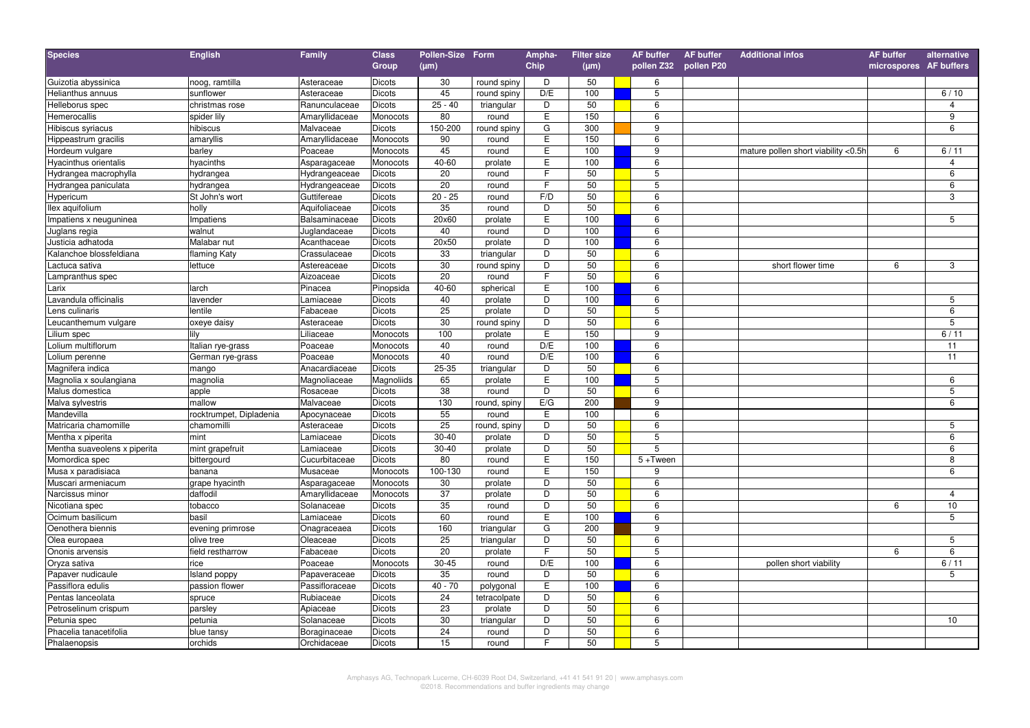| Species | English | Family | Class Group | Pollen-Size (µm) | Form | Ampha-Chip | Filter size (µm) | | AF buffer pollen Z32 | AF buffer pollen P20 | Additional infos | AF buffer microspores | alternative AF buffers |
|---|---|---|---|---|---|---|---|---|---|---|---|---|---|
| Guizotia abyssinica | noog, ramtilla | Asteraceae | Dicots | 30 | round spiny | D | 50 | | 6 | | | | |
| Helianthus annuus | sunflower | Asteraceae | Dicots | 45 | round spiny | D/E | 100 | | 5 | | | | 6 / 10 |
| Helleborus spec | christmas rose | Ranunculaceae | Dicots | 25 - 40 | triangular | D | 50 | | 6 | | | | 4 |
| Hemerocallis | spider lily | Amaryllidaceae | Monocots | 80 | round | E | 150 | | 6 | | | | 9 |
| Hibiscus syriacus | hibiscus | Malvaceae | Dicots | 150-200 | round spiny | G | 300 | | 9 | | | | 6 |
| Hippeastrum gracilis | amaryllis | Amaryllidaceae | Monocots | 90 | round | E | 150 | | 6 | | | | |
| Hordeum vulgare | barley | Poaceae | Monocots | 45 | round | E | 100 | | 9 | | mature pollen short viability <0.5h | 6 | 6 / 11 |
| Hyacinthus orientalis | hyacinths | Asparagaceae | Monocots | 40-60 | prolate | E | 100 | | 6 | | | | 4 |
| Hydrangea macrophylla | hydrangea | Hydrangeaceae | Dicots | 20 | round | F | 50 | | 5 | | | | 6 |
| Hydrangea paniculata | hydrangea | Hydrangeaceae | Dicots | 20 | round | F | 50 | | 5 | | | | 6 |
| Hypericum | St John's wort | Guttifereae | Dicots | 20 - 25 | round | F/D | 50 | | 6 | | | | 3 |
| Ilex aquifolium | holly | Aquifoliaceae | Dicots | 35 | round | D | 50 | | 6 | | | | |
| Impatiens x neuguninea | Impatiens | Balsaminaceae | Dicots | 20x60 | prolate | E | 100 | | 6 | | | | 5 |
| Juglans regia | walnut | Juglandaceae | Dicots | 40 | round | D | 100 | | 6 | | | | |
| Justicia adhatoda | Malabar nut | Acanthaceae | Dicots | 20x50 | prolate | D | 100 | | 6 | | | | |
| Kalanchoe blossfeldiana | flaming Katy | Crassulaceae | Dicots | 33 | triangular | D | 50 | | 6 | | | | |
| Lactuca sativa | lettuce | Astereaceae | Dicots | 30 | round spiny | D | 50 | | 6 | | short flower time | 6 | 3 |
| Lampranthus spec | | Aizoaceae | Dicots | 20 | round | F | 50 | | 6 | | | | |
| Larix | larch | Pinacea | Pinopsida | 40-60 | spherical | E | 100 | | 6 | | | | |
| Lavandula officinalis | lavender | Lamiaceae | Dicots | 40 | prolate | D | 100 | | 6 | | | | 5 |
| Lens culinaris | lentile | Fabaceae | Dicots | 25 | prolate | D | 50 | | 5 | | | | 6 |
| Leucanthemum vulgare | oxeye daisy | Asteraceae | Dicots | 30 | round spiny | D | 50 | | 6 | | | | 5 |
| Lilium spec | lily | Liliaceae | Monocots | 100 | prolate | E | 150 | | 9 | | | | 6 / 11 |
| Lolium multiflorum | Italian rye-grass | Poaceae | Monocots | 40 | round | D/E | 100 | | 6 | | | | 11 |
| Lolium perenne | German rye-grass | Poaceae | Monocots | 40 | round | D/E | 100 | | 6 | | | | 11 |
| Magnifera indica | mango | Anacardiaceae | Dicots | 25-35 | triangular | D | 50 | | 6 | | | | |
| Magnolia x soulangiana | magnolia | Magnoliaceae | Magnoliids | 65 | prolate | E | 100 | | 5 | | | | 6 |
| Malus domestica | apple | Rosaceae | Dicots | 38 | round | D | 50 | | 6 | | | | 5 |
| Malva sylvestris | mallow | Malvaceae | Dicots | 130 | round, spiny | E/G | 200 | | 9 | | | | 6 |
| Mandevilla | rocktrumpet, Dipladenia | Apocynaceae | Dicots | 55 | round | E | 100 | | 6 | | | | |
| Matricaria chamomille | chamomilli | Asteraceae | Dicots | 25 | round, spiny | D | 50 | | 6 | | | | 5 |
| Mentha x piperita | mint | Lamiaceae | Dicots | 30-40 | prolate | D | 50 | | 5 | | | | 6 |
| Mentha suaveolens x piperita | mint grapefruit | Lamiaceae | Dicots | 30-40 | prolate | D | 50 | | 5 | | | | 6 |
| Momordica spec | bittergourd | Cucurbitaceae | Dicots | 80 | round | E | 150 | | 5 +Tween | | | | 8 |
| Musa x paradisiaca | banana | Musaceae | Monocots | 100-130 | round | E | 150 | | 9 | | | | 6 |
| Muscari armeniacum | grape hyacinth | Asparagaceae | Monocots | 30 | prolate | D | 50 | | 6 | | | | |
| Narcissus minor | daffodil | Amaryllidaceae | Monocots | 37 | prolate | D | 50 | | 6 | | | | 4 |
| Nicotiana spec | tobacco | Solanaceae | Dicots | 35 | round | D | 50 | | 6 | | | 6 | 10 |
| Ocimum basilicum | basil | Lamiaceae | Dicots | 60 | round | E | 100 | | 6 | | | | 5 |
| Oenothera biennis | evening primrose | Onagraceaea | Dicots | 160 | triangular | G | 200 | | 9 | | | | |
| Olea europaea | olive tree | Oleaceae | Dicots | 25 | triangular | D | 50 | | 6 | | | | 5 |
| Ononis arvensis | field restharrow | Fabaceae | Dicots | 20 | prolate | F | 50 | | 5 | | | 6 | 6 |
| Oryza sativa | rice | Poaceae | Monocots | 30-45 | round | D/E | 100 | | 6 | | pollen short viability | | 6 / 11 |
| Papaver nudicaule | Island poppy | Papaveraceae | Dicots | 35 | round | D | 50 | | 6 | | | | 5 |
| Passiflora edulis | passion flower | Passifloraceae | Dicots | 40 - 70 | polygonal | E | 100 | | 6 | | | | |
| Pentas lanceolata | spruce | Rubiaceae | Dicots | 24 | tetracolpate | D | 50 | | 6 | | | | |
| Petroselinum crispum | parsley | Apiaceae | Dicots | 23 | prolate | D | 50 | | 6 | | | | |
| Petunia spec | petunia | Solanaceae | Dicots | 30 | triangular | D | 50 | | 6 | | | | 10 |
| Phacelia tanacetifolia | blue tansy | Boraginaceae | Dicots | 24 | round | D | 50 | | 6 | | | | |
| Phalaenopsis | orchids | Orchidaceae | Dicots | 15 | round | F | 50 | | 5 | | | | |

Amphasys AG, Technopark Lucerne, CH-6039 Root D4, Switzerland, +41 41 541 91 20 | www.amphasys.com
©2018. Recommendations and buffer ingredients may change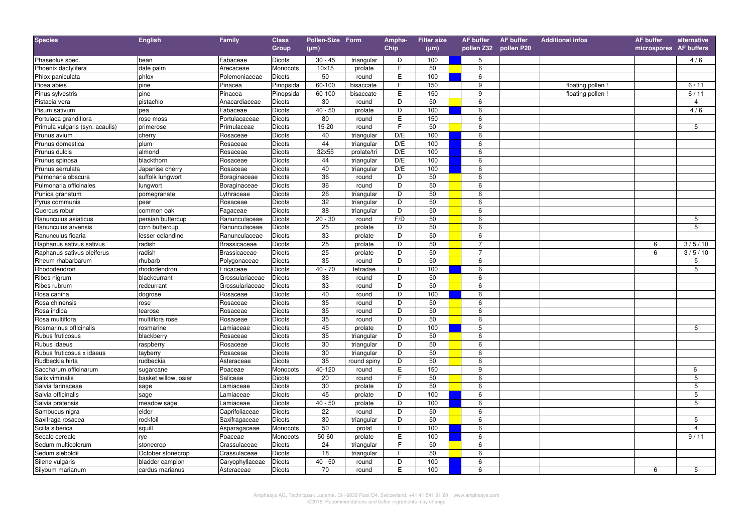| Species | English | Family | Class Group | Pollen-Size (µm) | Form | Ampha-Chip | Filter size (µm) | AF buffer pollen Z32 | AF buffer pollen P20 | Additional infos | AF buffer microspores | alternative AF buffers |
|---|---|---|---|---|---|---|---|---|---|---|---|---|
| Phaseolus spec. | bean | Fabaceae | Dicots | 30 - 45 | triangular | D | 100 | 5 | | | | 4 / 6 |
| Phoenix dactylifera | date palm | Arecaceae | Monocots | 10x15 | prolate | F | 50 | 6 | | | | |
| Phlox paniculata | phlox | Polemoniaceae | Dicots | 50 | round | E | 100 | 6 | | | | |
| Picea abies | pine | Pinacea | Pinopsida | 60-100 | bisaccate | E | 150 | 9 | | floating pollen ! | | 6 / 11 |
| Pinus sylvestris | pine | Pinacea | Pinopsida | 60-100 | bisaccate | E | 150 | 9 | | floating pollen ! | | 6 / 11 |
| Pistacia vera | pistachio | Anacardiaceae | Dicots | 30 | round | D | 50 | 6 | | | | 4 |
| Pisum sativum | pea | Fabaceae | Dicots | 40 - 50 | prolate | D | 100 | 6 | | | | 4 / 6 |
| Portulaca grandiflora | rose moss | Portulacaceae | Dicots | 80 | round | E | 150 | 6 | | | | |
| Primula vulgaris (syn. acaulis) | primerose | Primulaceae | Dicots | 15-20 | round | F | 50 | 6 | | | | 5 |
| Prunus avium | cherry | Rosaceae | Dicots | 40 | triangular | D/E | 100 | 6 | | | | |
| Prunus domestica | plum | Rosaceae | Dicots | 44 | triangular | D/E | 100 | 6 | | | | |
| Prunus dulcis | almond | Rosaceae | Dicots | 32x55 | prolate/tri | D/E | 100 | 6 | | | | |
| Prunus spinosa | blackthorn | Rosaceae | Dicots | 44 | triangular | D/E | 100 | 6 | | | | |
| Prunus serrulata | Japanise cherry | Rosaceae | Dicots | 40 | triangular | D/E | 100 | 6 | | | | |
| Pulmonaria obscura | suffolk lungwort | Boraginaceae | Dicots | 36 | round | D | 50 | 6 | | | | |
| Pulmonaria officinales | lungwort | Boraginaceae | Dicots | 36 | round | D | 50 | 6 | | | | |
| Punica granatum | pomegranate | Lythraceae | Dicots | 26 | triangular | D | 50 | 6 | | | | |
| Pyrus communis | pear | Rosaceae | Dicots | 32 | triangular | D | 50 | 6 | | | | |
| Quercus robur | common oak | Fagaceae | Dicots | 38 | triangular | D | 50 | 6 | | | | |
| Ranunculus asiaticus | persian buttercup | Ranunculaceae | Dicots | 20 - 30 | round | F/D | 50 | 6 | | | | 5 |
| Ranunculus arvensis | corn buttercup | Ranunculaceae | Dicots | 25 | prolate | D | 50 | 6 | | | | 5 |
| Ranunculus ficaria | lesser celandine | Ranunculaceae | Dicots | 33 | prolate | D | 50 | 6 | | | | |
| Raphanus sativus sativus | radish | Brassicaceae | Dicots | 25 | prolate | D | 50 | 7 | | | 6 | 3 / 5 / 10 |
| Raphanus sativus oleiferus | radish | Brassicaceae | Dicots | 25 | prolate | D | 50 | 7 | | | 6 | 3 / 5 / 10 |
| Rheum rhabarbarum | rhubarb | Polygonaceae | Dicots | 35 | round | D | 50 | 6 | | | | 5 |
| Rhododendron | rhododendron | Ericaceae | Dicots | 40 - 70 | tetradae | E | 100 | 6 | | | | 5 |
| Ribes nigrum | blackcurrant | Grossulariaceae | Dicots | 38 | round | D | 50 | 6 | | | | |
| Ribes rubrum | redcurrant | Grossulariaceae | Dicots | 33 | round | D | 50 | 6 | | | | |
| Rosa canina | dogrose | Rosaceae | Dicots | 40 | round | D | 100 | 6 | | | | |
| Rosa chinensis | rose | Rosaceae | Dicots | 35 | round | D | 50 | 6 | | | | |
| Rosa indica | tearose | Rosaceae | Dicots | 35 | round | D | 50 | 6 | | | | |
| Rosa multiflora | multiflora rose | Rosaceae | Dicots | 35 | round | D | 50 | 6 | | | | |
| Rosmarinus officinalis | rosmarine | Lamiaceae | Dicots | 45 | prolate | D | 100 | 5 | | | | 6 |
| Rubus fruticosus | blackberry | Rosaceae | Dicots | 35 | triangular | D | 50 | 6 | | | | |
| Rubus idaeus | raspberry | Rosaceae | Dicots | 30 | triangular | D | 50 | 6 | | | | |
| Rubus fruticosus x idaeus | tayberry | Rosaceae | Dicots | 30 | triangular | D | 50 | 6 | | | | |
| Rudbeckia hirta | rudbeckia | Asteraceae | Dicots | 35 | round spiny | D | 50 | 6 | | | | |
| Saccharum officinarum | sugarcane | Poaceae | Monocots | 40-120 | round | E | 150 | 9 | | | | 6 |
| Salix viminalis | basket willow, osier | Saliceae | Dicots | 20 | round | F | 50 | 6 | | | | 5 |
| Salvia farinaceae | sage | Lamiaceae | Dicots | 30 | prolate | D | 50 | 6 | | | | 5 |
| Salvia officinalis | sage | Lamiaceae | Dicots | 45 | prolate | D | 100 | 6 | | | | 5 |
| Salvia pratensis | meadow sage | Lamiaceae | Dicots | 40 - 50 | prolate | D | 100 | 6 | | | | 5 |
| Sambucus nigra | elder | Caprifoliaceae | Dicots | 22 | round | D | 50 | 6 | | | | |
| Saxifraga rosacea | rockfoil | Saxifragaceae | Dicots | 30 | triangular | D | 50 | 6 | | | | 5 |
| Scilla siberica | squill | Asparagaceae | Monocots | 50 | prolat | E | 100 | 6 | | | | 4 |
| Secale cereale | rye | Poaceae | Monocots | 50-60 | prolate | E | 100 | 6 | | | | 9 / 11 |
| Sedum multicolorum | stonecrop | Crassulaceae | Dicots | 24 | triangular | F | 50 | 6 | | | | |
| Sedum sieboldii | October stonecrop | Crassulaceae | Dicots | 18 | triangular | F | 50 | 6 | | | | |
| Silene vulgaris | bladder campion | Caryophyllaceae | Dicots | 40 - 50 | round | D | 100 | 6 | | | | |
| Silybum marianum | cardus marianus | Asteraceae | Dicots | 70 | round | E | 100 | 6 | | | 6 | 5 |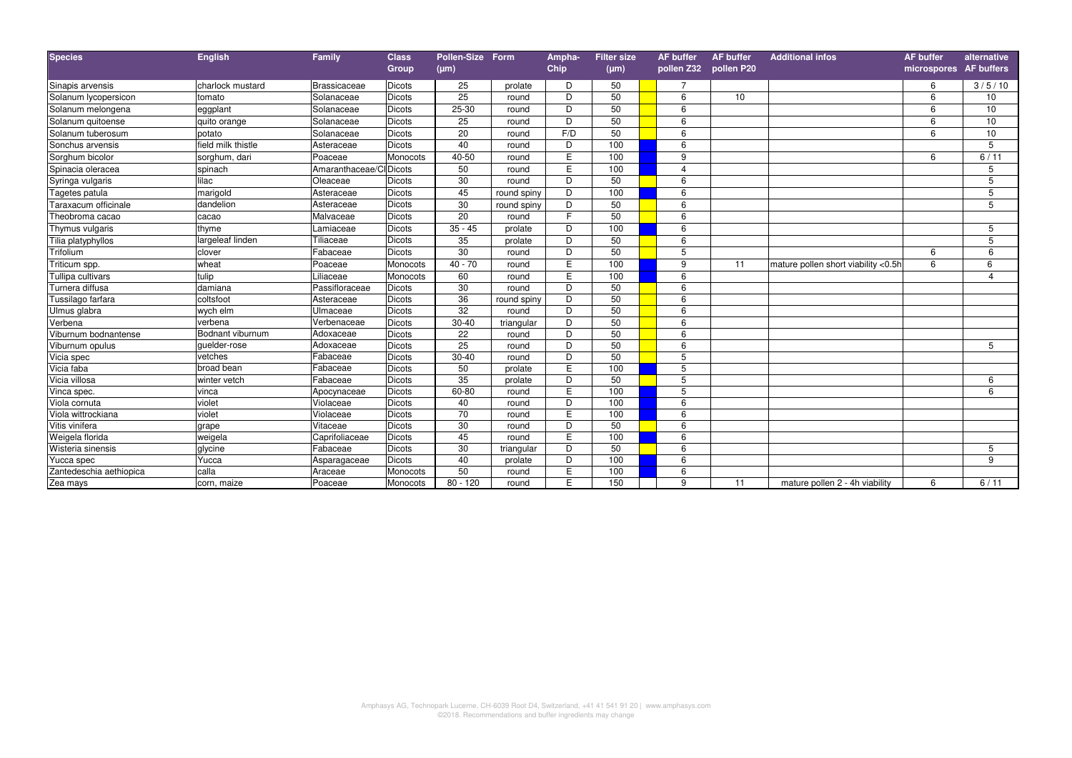| Species | English | Family | Class Group | Pollen-Size (µm) | Form | Ampha-Chip | Filter size (µm) | AF buffer pollen Z32 | AF buffer pollen P20 | Additional infos | AF buffer microspores | alternative AF buffers |
|---|---|---|---|---|---|---|---|---|---|---|---|---|
| Sinapis arvensis | charlock mustard | Brassicaceae | Dicots | 25 | prolate | D | 50 | 7 | | | 6 | 3 / 5 / 10 |
| Solanum lycopersicon | tomato | Solanaceae | Dicots | 25 | round | D | 50 | 6 | 10 | | 6 | 10 |
| Solanum melongena | eggplant | Solanaceae | Dicots | 25-30 | round | D | 50 | 6 | | | 6 | 10 |
| Solanum quitoense | quito orange | Solanaceae | Dicots | 25 | round | D | 50 | 6 | | | 6 | 10 |
| Solanum tuberosum | potato | Solanaceae | Dicots | 20 | round | F/D | 50 | 6 | | | 6 | 10 |
| Sonchus arvensis | field milk thistle | Asteraceae | Dicots | 40 | round | D | 100 | 6 | | | | 5 |
| Sorghum bicolor | sorghum, dari | Poaceae | Monocots | 40-50 | round | E | 100 | 9 | | | 6 | 6 / 11 |
| Spinacia oleracea | spinach | Amaranthaceae/Cl | Dicots | 50 | round | E | 100 | 4 | | | | 5 |
| Syringa vulgaris | lilac | Oleaceae | Dicots | 30 | round | D | 50 | 6 | | | | 5 |
| Tagetes patula | marigold | Asteraceae | Dicots | 45 | round spiny | D | 100 | 6 | | | | 5 |
| Taraxacum officinale | dandelion | Asteraceae | Dicots | 30 | round spiny | D | 50 | 6 | | | | 5 |
| Theobroma cacao | cacao | Malvaceae | Dicots | 20 | round | F | 50 | 6 | | | | |
| Thymus vulgaris | thyme | Lamiaceae | Dicots | 35 - 45 | prolate | D | 100 | 6 | | | | 5 |
| Tilia platyphyllos | largeleaf linden | Tiliaceae | Dicots | 35 | prolate | D | 50 | 6 | | | | 5 |
| Trifolium | clover | Fabaceae | Dicots | 30 | round | D | 50 | 5 | | | 6 | 6 |
| Triticum spp. | wheat | Poaceae | Monocots | 40 - 70 | round | E | 100 | 9 | 11 | mature pollen short viability <0.5h | 6 | 6 |
| Tullipa cultivars | tulip | Liliaceae | Monocots | 60 | round | E | 100 | 6 | | | | 4 |
| Turnera diffusa | damiana | Passifloraceae | Dicots | 30 | round | D | 50 | 6 | | | | |
| Tussilago farfara | coltsfoot | Asteraceae | Dicots | 36 | round spiny | D | 50 | 6 | | | | |
| Ulmus glabra | wych elm | Ulmaceae | Dicots | 32 | round | D | 50 | 6 | | | | |
| Verbena | verbena | Verbenaceae | Dicots | 30-40 | triangular | D | 50 | 6 | | | | |
| Viburnum bodnantense | Bodnant viburnum | Adoxaceae | Dicots | 22 | round | D | 50 | 6 | | | | |
| Viburnum opulus | guelder-rose | Adoxaceae | Dicots | 25 | round | D | 50 | 6 | | | | 5 |
| Vicia spec | vetches | Fabaceae | Dicots | 30-40 | round | D | 50 | 5 | | | | |
| Vicia faba | broad bean | Fabaceae | Dicots | 50 | prolate | E | 100 | 5 | | | | |
| Vicia villosa | winter vetch | Fabaceae | Dicots | 35 | prolate | D | 50 | 5 | | | | 6 |
| Vinca spec. | vinca | Apocynaceae | Dicots | 60-80 | round | E | 100 | 5 | | | | 6 |
| Viola cornuta | violet | Violaceae | Dicots | 40 | round | D | 100 | 6 | | | | |
| Viola wittrockiana | violet | Violaceae | Dicots | 70 | round | E | 100 | 6 | | | | |
| Vitis vinifera | grape | Vitaceae | Dicots | 30 | round | D | 50 | 6 | | | | |
| Weigela florida | weigela | Caprifoliaceae | Dicots | 45 | round | E | 100 | 6 | | | | |
| Wisteria sinensis | glycine | Fabaceae | Dicots | 30 | triangular | D | 50 | 6 | | | | 5 |
| Yucca spec | Yucca | Asparagaceae | Dicots | 40 | prolate | D | 100 | 6 | | | | 9 |
| Zantedeschia aethiopica | calla | Araceae | Monocots | 50 | round | E | 100 | 6 | | | | |
| Zea mays | corn, maize | Poaceae | Monocots | 80 - 120 | round | E | 150 | 9 | 11 | mature pollen 2 - 4h viability | 6 | 6 / 11 |